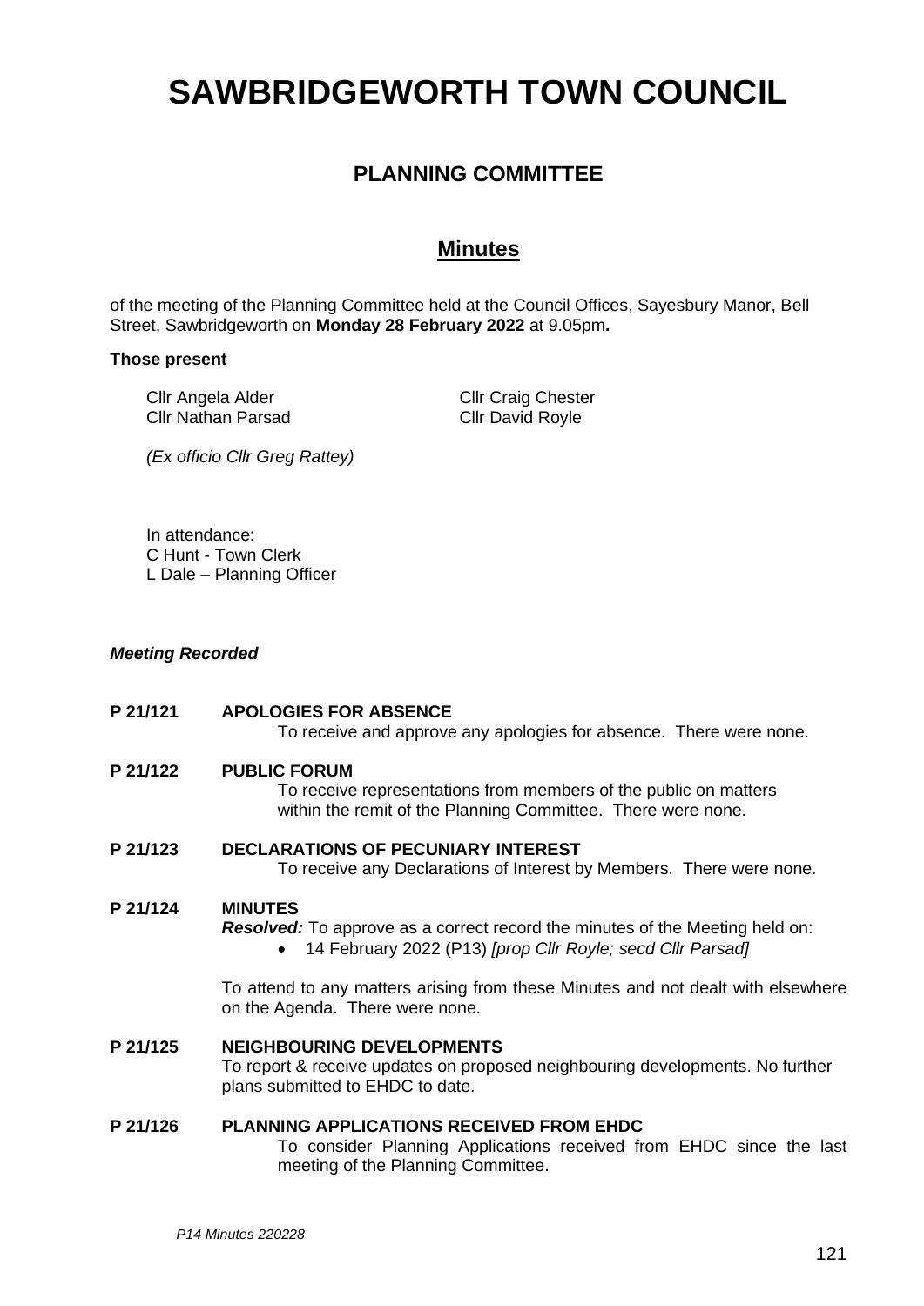# SAWBRIDGEWORTH TOWN COUNCIL

## PLANNING COMMITTEE

## Minutes

of the meeting of the Planning Committee held at the Council Offices, Sayesbury Manor, Bell Street, Sawbridgeworth on **Monday 28 February 2022** at 9.05pm**.**

**Those present**

Cllr Angela Alder
Cllr Craig Chester
Cllr Nathan Parsad
Cllr David Royle

*(Ex officio Cllr Greg Rattey)*

In attendance:
C Hunt - Town Clerk
L Dale – Planning Officer

***Meeting Recorded***

**P 21/121 APOLOGIES FOR ABSENCE**

To receive and approve any apologies for absence. There were none.

**P 21/122 PUBLIC FORUM**

To receive representations from members of the public on matters within the remit of the Planning Committee. There were none.

**P 21/123 DECLARATIONS OF PECUNIARY INTEREST**

To receive any Declarations of Interest by Members. There were none.

**P 21/124 MINUTES**

***Resolved:*** To approve as a correct record the minutes of the Meeting held on:

- 14 February 2022 (P13) *[prop Cllr Royle; secd Cllr Parsad]*

To attend to any matters arising from these Minutes and not dealt with elsewhere on the Agenda. There were none.

**P 21/125 NEIGHBOURING DEVELOPMENTS**

To report & receive updates on proposed neighbouring developments. No further plans submitted to EHDC to date.

**P 21/126 PLANNING APPLICATIONS RECEIVED FROM EHDC**

To consider Planning Applications received from EHDC since the last meeting of the Planning Committee.

*P14 Minutes 220228*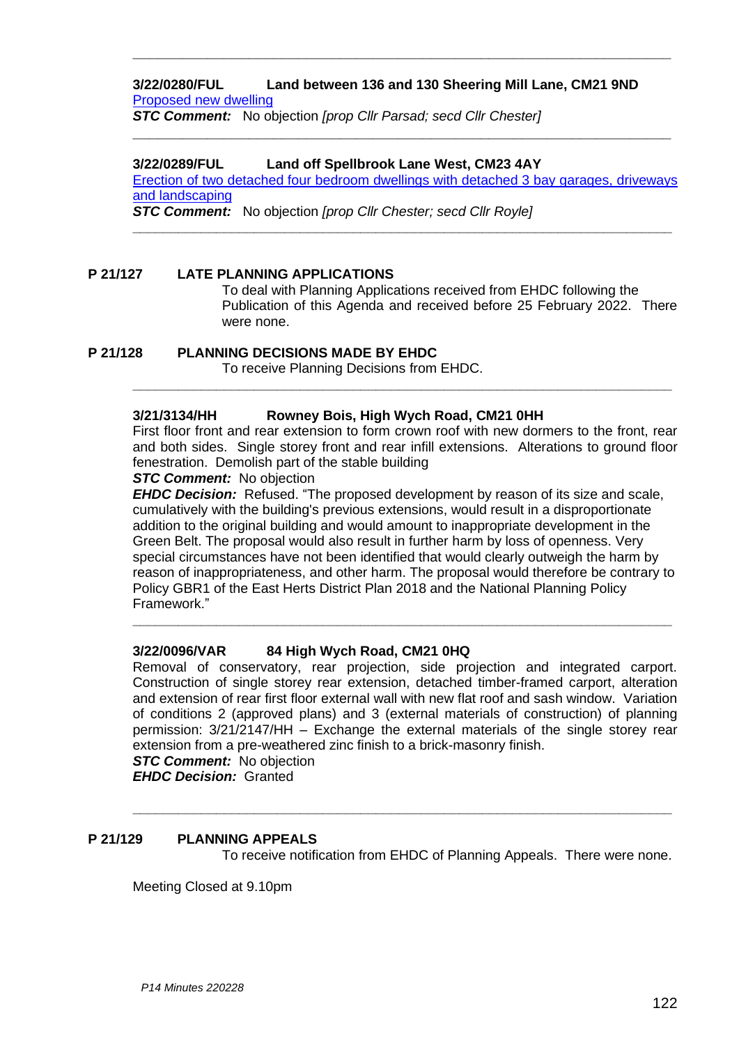---

**3/22/0280/FUL Land between 136 and 130 Sheering Mill Lane, CM21 9ND**

Proposed new dwelling

***STC Comment:*** No objection *[prop Cllr Parsad; secd Cllr Chester]*

---

**3/22/0289/FUL Land off Spellbrook Lane West, CM23 4AY**

Erection of two detached four bedroom dwellings with detached 3 bay garages, driveways and landscaping

***STC Comment:*** No objection *[prop Cllr Chester; secd Cllr Royle]*

---

**P 21/127 LATE PLANNING APPLICATIONS**

To deal with Planning Applications received from EHDC following the Publication of this Agenda and received before 25 February 2022. There were none.

**P 21/128 PLANNING DECISIONS MADE BY EHDC**

To receive Planning Decisions from EHDC.

---

**3/21/3134/HH Rowney Bois, High Wych Road, CM21 0HH**

First floor front and rear extension to form crown roof with new dormers to the front, rear and both sides. Single storey front and rear infill extensions. Alterations to ground floor fenestration. Demolish part of the stable building

***STC Comment:*** No objection

***EHDC Decision:*** Refused. "The proposed development by reason of its size and scale, cumulatively with the building's previous extensions, would result in a disproportionate addition to the original building and would amount to inappropriate development in the Green Belt. The proposal would also result in further harm by loss of openness. Very special circumstances have not been identified that would clearly outweigh the harm by reason of inappropriateness, and other harm. The proposal would therefore be contrary to Policy GBR1 of the East Herts District Plan 2018 and the National Planning Policy Framework."

---

**3/22/0096/VAR 84 High Wych Road, CM21 0HQ**

Removal of conservatory, rear projection, side projection and integrated carport. Construction of single storey rear extension, detached timber-framed carport, alteration and extension of rear first floor external wall with new flat roof and sash window. Variation of conditions 2 (approved plans) and 3 (external materials of construction) of planning permission: 3/21/2147/HH – Exchange the external materials of the single storey rear extension from a pre-weathered zinc finish to a brick-masonry finish.

***STC Comment:*** No objection

***EHDC Decision:*** Granted

---

**P 21/129 PLANNING APPEALS**

To receive notification from EHDC of Planning Appeals. There were none.

Meeting Closed at 9.10pm

*P14 Minutes 220228*